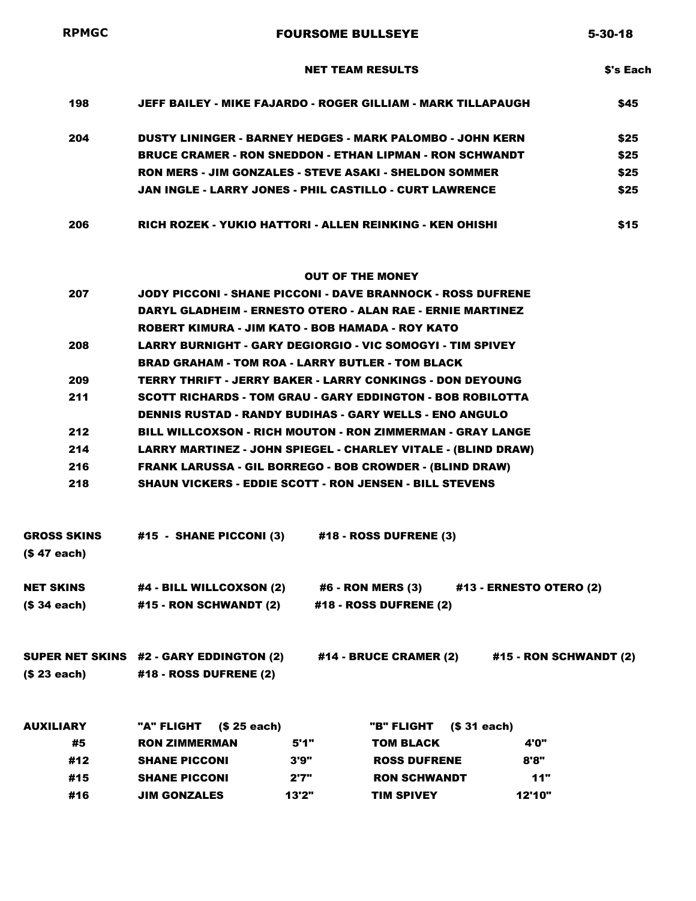**RPMGC** | **FOURSOME BULLSEYE** | **5-30-18**

## NET TEAM RESULTS

| Score | Team | $'s Each |
|---|---|---|
| 198 | JEFF BAILEY - MIKE FAJARDO - ROGER GILLIAM - MARK TILLAPAUGH | $45 |
| 204 | DUSTY LININGER - BARNEY HEDGES - MARK PALOMBO - JOHN KERN | $25 |
| | BRUCE CRAMER - RON SNEDDON - ETHAN LIPMAN - RON SCHWANDT | $25 |
| | RON MERS - JIM GONZALES - STEVE ASAKI - SHELDON SOMMER | $25 |
| | JAN INGLE - LARRY JONES - PHIL CASTILLO - CURT LAWRENCE | $25 |
| 206 | RICH ROZEK - YUKIO HATTORI - ALLEN REINKING - KEN OHISHI | $15 |

## OUT OF THE MONEY

| Score | Team |
|---|---|
| 207 | JODY PICCONI - SHANE PICCONI - DAVE BRANNOCK - ROSS DUFRENE |
| | DARYL GLADHEIM - ERNESTO OTERO - ALAN RAE - ERNIE MARTINEZ |
| | ROBERT KIMURA - JIM KATO - BOB HAMADA - ROY KATO |
| 208 | LARRY BURNIGHT - GARY DEGIORGIO - VIC SOMOGYI - TIM SPIVEY |
| | BRAD GRAHAM - TOM ROA - LARRY BUTLER - TOM BLACK |
| 209 | TERRY THRIFT - JERRY BAKER - LARRY CONKINGS - DON DEYOUNG |
| 211 | SCOTT RICHARDS - TOM GRAU - GARY EDDINGTON - BOB ROBILOTTA |
| | DENNIS RUSTAD - RANDY BUDIHAS - GARY WELLS - ENO ANGULO |
| 212 | BILL WILLCOXSON - RICH MOUTON - RON ZIMMERMAN - GRAY LANGE |
| 214 | LARRY MARTINEZ - JOHN SPIEGEL - CHARLEY VITALE - (BLIND DRAW) |
| 216 | FRANK LARUSSA - GIL BORREGO - BOB CROWDER - (BLIND DRAW) |
| 218 | SHAUN VICKERS - EDDIE SCOTT - RON JENSEN - BILL STEVENS |

**GROSS SKINS** ($ 47 each)
#15 - SHANE PICCONI (3) | #18 - ROSS DUFRENE (3)

**NET SKINS** ($ 34 each)
#4 - BILL WILLCOXSON (2) | #6 - RON MERS (3) | #13 - ERNESTO OTERO (2)
#15 - RON SCHWANDT (2) | #18 - ROSS DUFRENE (2)

**SUPER NET SKINS** ($ 23 each)
#2 - GARY EDDINGTON (2) | #14 - BRUCE CRAMER (2) | #15 - RON SCHWANDT (2)
#18 - ROSS DUFRENE (2)

**AUXILIARY**

| Hole | "A" FLIGHT ($ 25 each) | | "B" FLIGHT ($ 31 each) | |
|---|---|---|---|---|
| #5 | RON ZIMMERMAN | 5'1" | TOM BLACK | 4'0" |
| #12 | SHANE PICCONI | 3'9" | ROSS DUFRENE | 8'8" |
| #15 | SHANE PICCONI | 2'7" | RON SCHWANDT | 11" |
| #16 | JIM GONZALES | 13'2" | TIM SPIVEY | 12'10" |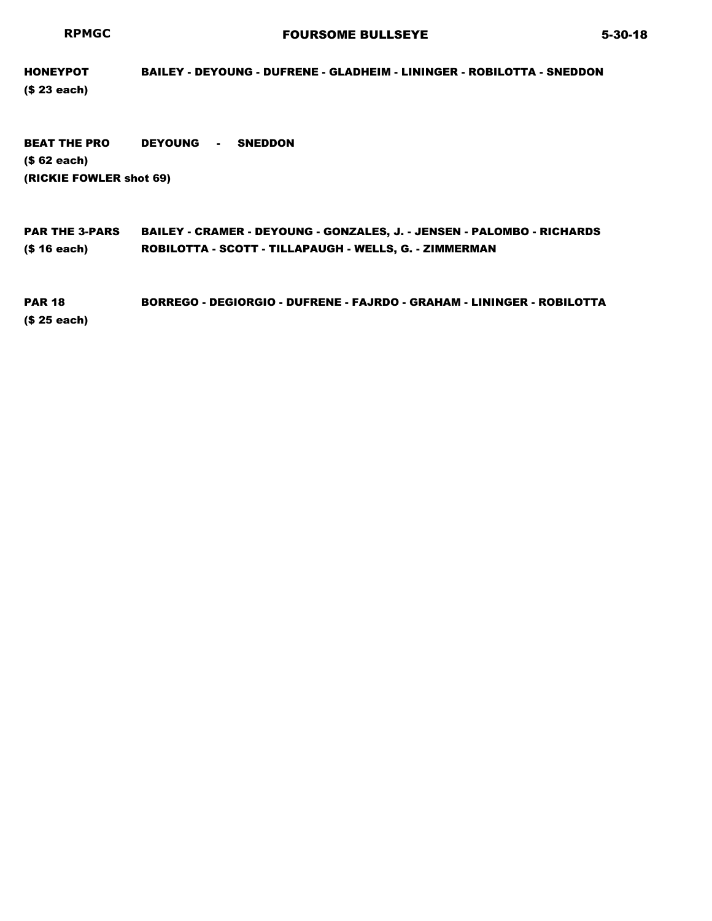**RPMGC** **FOURSOME BULLSEYE** **5-30-18**

| | |
|---|---|
| **HONEYPOT** ($ 23 each) | **BAILEY - DEYOUNG - DUFRENE - GLADHEIM - LININGER - ROBILOTTA - SNEDDON** |
| **BEAT THE PRO** ($ 62 each) (RICKIE FOWLER shot 69) | **DEYOUNG - SNEDDON** |
| **PAR THE 3-PARS** ($ 16 each) | **BAILEY - CRAMER - DEYOUNG - GONZALES, J. - JENSEN - PALOMBO - RICHARDS ROBILOTTA - SCOTT - TILLAPAUGH - WELLS, G. - ZIMMERMAN** |
| **PAR 18** ($ 25 each) | **BORREGO - DEGIORGIO - DUFRENE - FAJRDO - GRAHAM - LININGER - ROBILOTTA** |